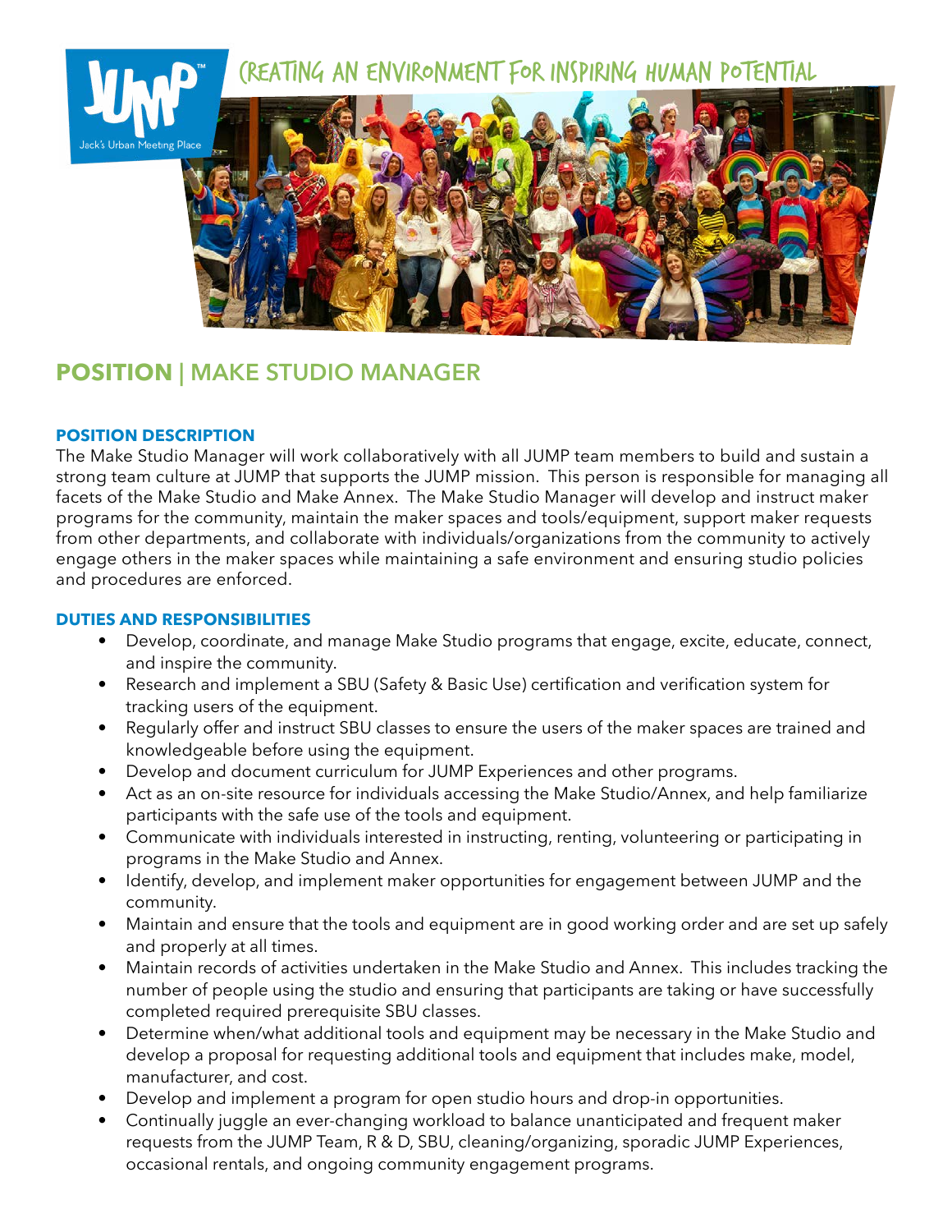CREATING AN ENVIRONMENT FOR INSPIRING HUMAN POTENTIAL

# POSITION | MAKE STUDIO MANAGER

## POSITION DESCRIPTION

The Make Studio Manager will work collaboratively with all JUMP team members to build and sustain a strong team culture at JUMP that supports the JUMP mission. This person is responsible for managing all facets of the Make Studio and Make Annex. The Make Studio Manager will develop and instruct maker programs for the community, maintain the maker spaces and tools/equipment, support maker requests from other departments, and collaborate with individuals/organizations from the community to actively engage others in the maker spaces while maintaining a safe environment and ensuring studio policies and procedures are enforced.

## DUTIES AND RESPONSIBILITIES

- Develop, coordinate, and manage Make Studio programs that engage, excite, educate, connect, and inspire the community.
- Research and implement a SBU (Safety & Basic Use) certification and verification system for tracking users of the equipment.
- Regularly offer and instruct SBU classes to ensure the users of the maker spaces are trained and knowledgeable before using the equipment.
- Develop and document curriculum for JUMP Experiences and other programs.
- Act as an on-site resource for individuals accessing the Make Studio/Annex, and help familiarize participants with the safe use of the tools and equipment.
- Communicate with individuals interested in instructing, renting, volunteering or participating in programs in the Make Studio and Annex.
- Identify, develop, and implement maker opportunities for engagement between JUMP and the community.
- Maintain and ensure that the tools and equipment are in good working order and are set up safely and properly at all times.
- Maintain records of activities undertaken in the Make Studio and Annex. This includes tracking the number of people using the studio and ensuring that participants are taking or have successfully completed required prerequisite SBU classes.
- Determine when/what additional tools and equipment may be necessary in the Make Studio and develop a proposal for requesting additional tools and equipment that includes make, model, manufacturer, and cost.
- Develop and implement a program for open studio hours and drop-in opportunities.
- Continually juggle an ever-changing workload to balance unanticipated and frequent maker requests from the JUMP Team, R & D, SBU, cleaning/organizing, sporadic JUMP Experiences, occasional rentals, and ongoing community engagement programs.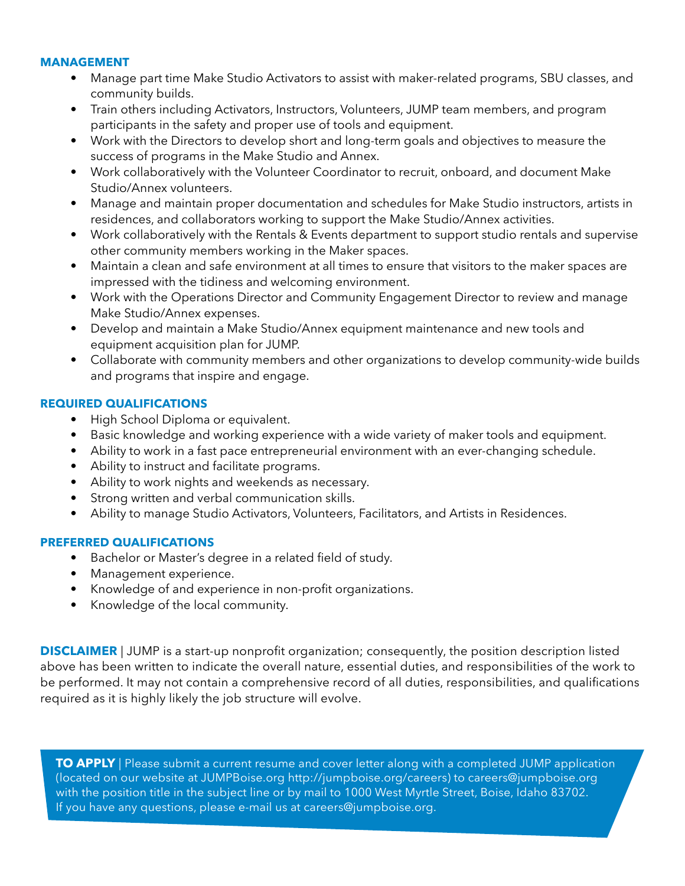## MANAGEMENT

- Manage part time Make Studio Activators to assist with maker-related programs, SBU classes, and community builds.
- Train others including Activators, Instructors, Volunteers, JUMP team members, and program participants in the safety and proper use of tools and equipment.
- Work with the Directors to develop short and long-term goals and objectives to measure the success of programs in the Make Studio and Annex.
- Work collaboratively with the Volunteer Coordinator to recruit, onboard, and document Make Studio/Annex volunteers.
- Manage and maintain proper documentation and schedules for Make Studio instructors, artists in residences, and collaborators working to support the Make Studio/Annex activities.
- Work collaboratively with the Rentals & Events department to support studio rentals and supervise other community members working in the Maker spaces.
- Maintain a clean and safe environment at all times to ensure that visitors to the maker spaces are impressed with the tidiness and welcoming environment.
- Work with the Operations Director and Community Engagement Director to review and manage Make Studio/Annex expenses.
- Develop and maintain a Make Studio/Annex equipment maintenance and new tools and equipment acquisition plan for JUMP.
- Collaborate with community members and other organizations to develop community-wide builds and programs that inspire and engage.

## REQUIRED QUALIFICATIONS

- High School Diploma or equivalent.
- Basic knowledge and working experience with a wide variety of maker tools and equipment.
- Ability to work in a fast pace entrepreneurial environment with an ever-changing schedule.
- Ability to instruct and facilitate programs.
- Ability to work nights and weekends as necessary.
- Strong written and verbal communication skills.
- Ability to manage Studio Activators, Volunteers, Facilitators, and Artists in Residences.

## PREFERRED QUALIFICATIONS

- Bachelor or Master's degree in a related field of study.
- Management experience.
- Knowledge of and experience in non-profit organizations.
- Knowledge of the local community.

**DISCLAIMER** | JUMP is a start-up nonprofit organization; consequently, the position description listed above has been written to indicate the overall nature, essential duties, and responsibilities of the work to be performed. It may not contain a comprehensive record of all duties, responsibilities, and qualifications required as it is highly likely the job structure will evolve.

**TO APPLY** | Please submit a current resume and cover letter along with a completed JUMP application (located on our website at JUMPBoise.org http://jumpboise.org/careers) to careers@jumpboise.org with the position title in the subject line or by mail to 1000 West Myrtle Street, Boise, Idaho 83702. If you have any questions, please e-mail us at careers@jumpboise.org.